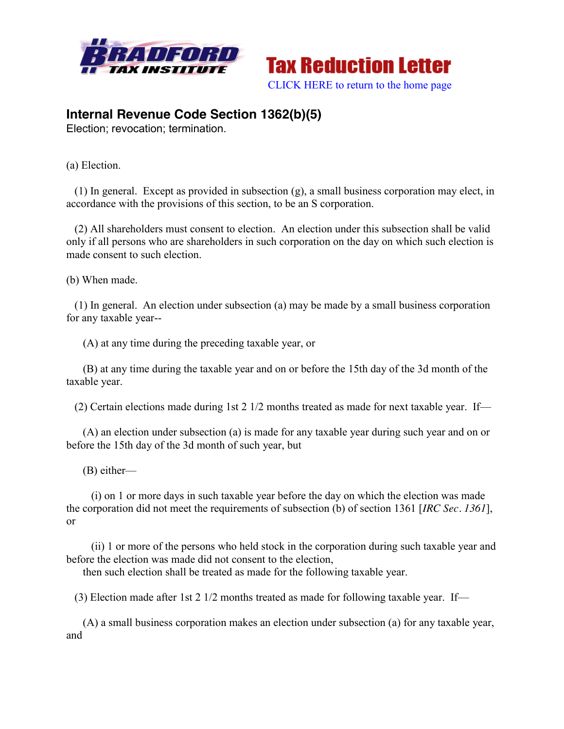Tax Reduction Letter

CLICK HERE to return to the home page

## Internal Revenue Code Section 1362(b)(5)

Election; revocation; termination.

(a) Election.

(1) In general. Except as provided in subsection (g), a small business corporation may elect, in accordance with the provisions of this section, to be an S corporation.

(2) All shareholders must consent to election. An election under this subsection shall be valid only if all persons who are shareholders in such corporation on the day on which such election is made consent to such election.

(b) When made.

(1) In general. An election under subsection (a) may be made by a small business corporation for any taxable year--

(A) at any time during the preceding taxable year, or

(B) at any time during the taxable year and on or before the 15th day of the 3d month of the taxable year.

(2) Certain elections made during 1st 2 1/2 months treated as made for next taxable year. If—

(A) an election under subsection (a) is made for any taxable year during such year and on or before the 15th day of the 3d month of such year, but

(B) either—

(i) on 1 or more days in such taxable year before the day on which the election was made the corporation did not meet the requirements of subsection (b) of section 1361 [*IRC Sec. 1361*], or

(ii) 1 or more of the persons who held stock in the corporation during such taxable year and before the election was made did not consent to the election,

then such election shall be treated as made for the following taxable year.

(3) Election made after 1st 2 1/2 months treated as made for following taxable year. If—

(A) a small business corporation makes an election under subsection (a) for any taxable year, and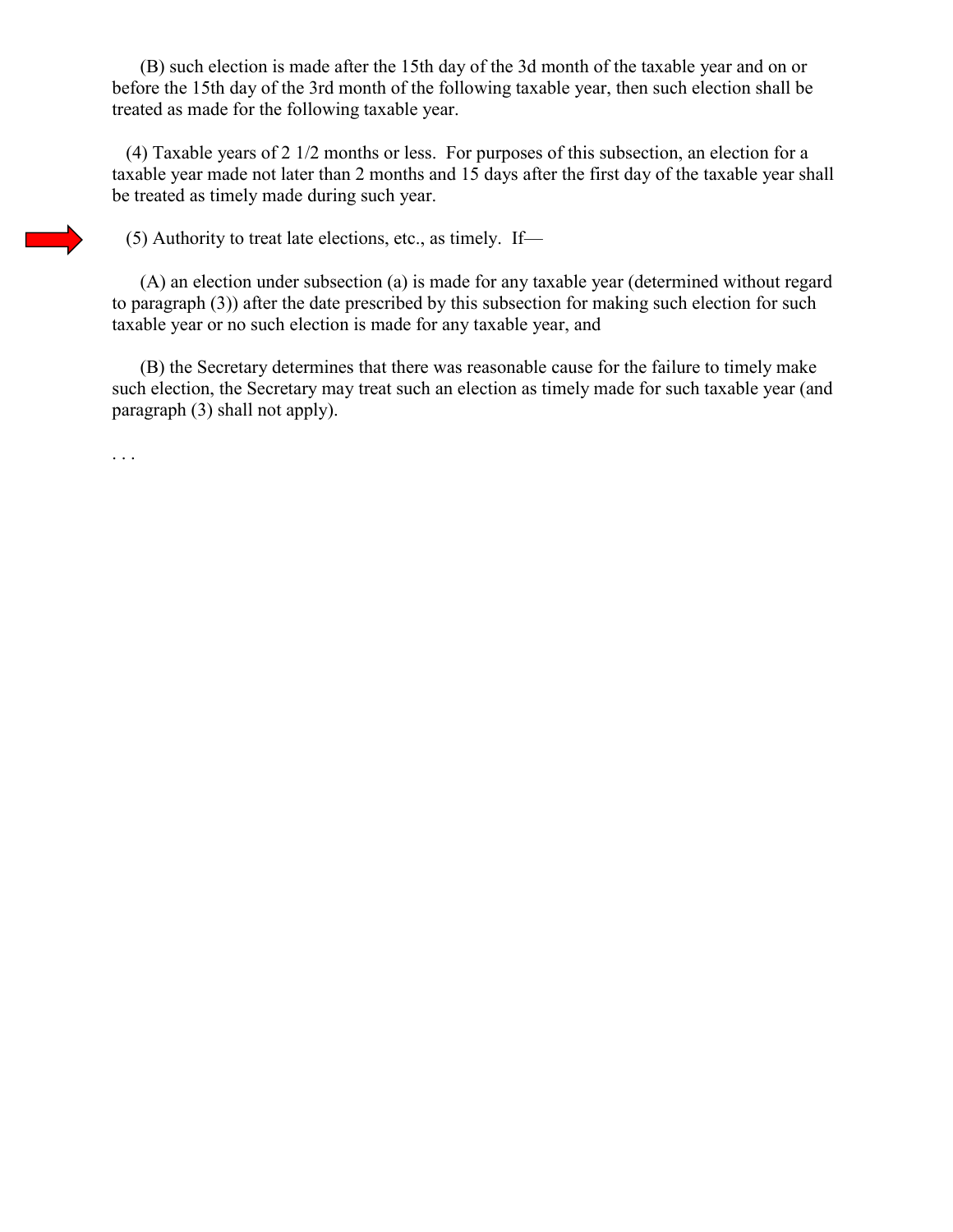(B) such election is made after the 15th day of the 3d month of the taxable year and on or before the 15th day of the 3rd month of the following taxable year, then such election shall be treated as made for the following taxable year.

(4) Taxable years of 2 1/2 months or less. For purposes of this subsection, an election for a taxable year made not later than 2 months and 15 days after the first day of the taxable year shall be treated as timely made during such year.

(5) Authority to treat late elections, etc., as timely. If—

(A) an election under subsection (a) is made for any taxable year (determined without regard to paragraph (3)) after the date prescribed by this subsection for making such election for such taxable year or no such election is made for any taxable year, and

(B) the Secretary determines that there was reasonable cause for the failure to timely make such election, the Secretary may treat such an election as timely made for such taxable year (and paragraph (3) shall not apply).

. . .